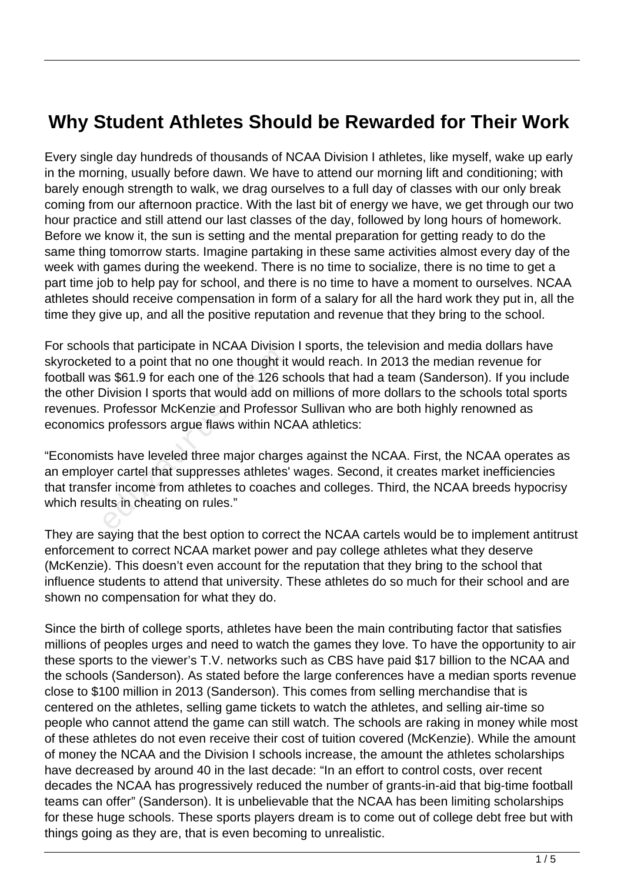# Why Student Athletes Should be Rewarded for Their Work

Every single day hundreds of thousands of NCAA Division I athletes, like myself, wake up early in the morning, usually before dawn. We have to attend our morning lift and conditioning; with barely enough strength to walk, we drag ourselves to a full day of classes with our only break coming from our afternoon practice. With the last bit of energy we have, we get through our two hour practice and still attend our last classes of the day, followed by long hours of homework. Before we know it, the sun is setting and the mental preparation for getting ready to do the same thing tomorrow starts. Imagine partaking in these same activities almost every day of the week with games during the weekend. There is no time to socialize, there is no time to get a part time job to help pay for school, and there is no time to have a moment to ourselves. NCAA athletes should receive compensation in form of a salary for all the hard work they put in, all the time they give up, and all the positive reputation and revenue that they bring to the school.

For schools that participate in NCAA Division I sports, the television and media dollars have skyrocketed to a point that no one thought it would reach. In 2013 the median revenue for football was $61.9 for each one of the 126 schools that had a team (Sanderson). If you include the other Division I sports that would add on millions of more dollars to the schools total sports revenues. Professor McKenzie and Professor Sullivan who are both highly renowned as economics professors argue flaws within NCAA athletics:

"Economists have leveled three major charges against the NCAA. First, the NCAA operates as an employer cartel that suppresses athletes' wages. Second, it creates market inefficiencies that transfer income from athletes to coaches and colleges. Third, the NCAA breeds hypocrisy which results in cheating on rules."

They are saying that the best option to correct the NCAA cartels would be to implement antitrust enforcement to correct NCAA market power and pay college athletes what they deserve (McKenzie). This doesn't even account for the reputation that they bring to the school that influence students to attend that university. These athletes do so much for their school and are shown no compensation for what they do.

Since the birth of college sports, athletes have been the main contributing factor that satisfies millions of peoples urges and need to watch the games they love. To have the opportunity to air these sports to the viewer's T.V. networks such as CBS have paid $17 billion to the NCAA and the schools (Sanderson). As stated before the large conferences have a median sports revenue close to $100 million in 2013 (Sanderson). This comes from selling merchandise that is centered on the athletes, selling game tickets to watch the athletes, and selling air-time so people who cannot attend the game can still watch. The schools are raking in money while most of these athletes do not even receive their cost of tuition covered (McKenzie). While the amount of money the NCAA and the Division I schools increase, the amount the athletes scholarships have decreased by around 40 in the last decade: "In an effort to control costs, over recent decades the NCAA has progressively reduced the number of grants-in-aid that big-time football teams can offer" (Sanderson). It is unbelievable that the NCAA has been limiting scholarships for these huge schools. These sports players dream is to come out of college debt free but with things going as they are, that is even becoming to unrealistic.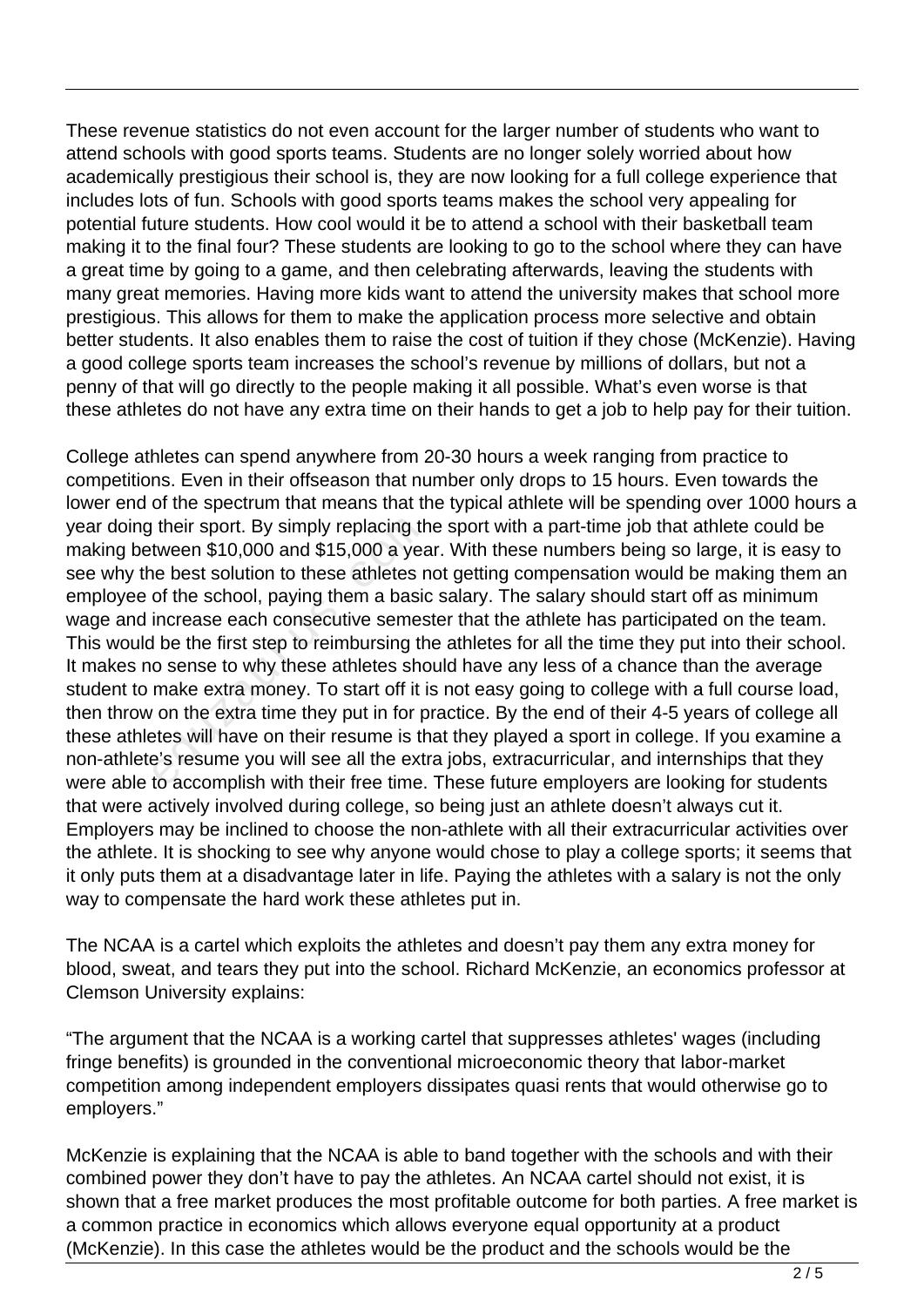These revenue statistics do not even account for the larger number of students who want to attend schools with good sports teams. Students are no longer solely worried about how academically prestigious their school is, they are now looking for a full college experience that includes lots of fun. Schools with good sports teams makes the school very appealing for potential future students. How cool would it be to attend a school with their basketball team making it to the final four? These students are looking to go to the school where they can have a great time by going to a game, and then celebrating afterwards, leaving the students with many great memories. Having more kids want to attend the university makes that school more prestigious. This allows for them to make the application process more selective and obtain better students. It also enables them to raise the cost of tuition if they chose (McKenzie). Having a good college sports team increases the school's revenue by millions of dollars, but not a penny of that will go directly to the people making it all possible. What's even worse is that these athletes do not have any extra time on their hands to get a job to help pay for their tuition.

College athletes can spend anywhere from 20-30 hours a week ranging from practice to competitions. Even in their offseason that number only drops to 15 hours. Even towards the lower end of the spectrum that means that the typical athlete will be spending over 1000 hours a year doing their sport. By simply replacing the sport with a part-time job that athlete could be making between $10,000 and $15,000 a year. With these numbers being so large, it is easy to see why the best solution to these athletes not getting compensation would be making them an employee of the school, paying them a basic salary. The salary should start off as minimum wage and increase each consecutive semester that the athlete has participated on the team. This would be the first step to reimbursing the athletes for all the time they put into their school. It makes no sense to why these athletes should have any less of a chance than the average student to make extra money. To start off it is not easy going to college with a full course load, then throw on the extra time they put in for practice. By the end of their 4-5 years of college all these athletes will have on their resume is that they played a sport in college. If you examine a non-athlete's resume you will see all the extra jobs, extracurricular, and internships that they were able to accomplish with their free time. These future employers are looking for students that were actively involved during college, so being just an athlete doesn't always cut it. Employers may be inclined to choose the non-athlete with all their extracurricular activities over the athlete. It is shocking to see why anyone would chose to play a college sports; it seems that it only puts them at a disadvantage later in life. Paying the athletes with a salary is not the only way to compensate the hard work these athletes put in.

The NCAA is a cartel which exploits the athletes and doesn't pay them any extra money for blood, sweat, and tears they put into the school. Richard McKenzie, an economics professor at Clemson University explains:

"The argument that the NCAA is a working cartel that suppresses athletes' wages (including fringe benefits) is grounded in the conventional microeconomic theory that labor-market competition among independent employers dissipates quasi rents that would otherwise go to employers."

McKenzie is explaining that the NCAA is able to band together with the schools and with their combined power they don't have to pay the athletes. An NCAA cartel should not exist, it is shown that a free market produces the most profitable outcome for both parties. A free market is a common practice in economics which allows everyone equal opportunity at a product (McKenzie). In this case the athletes would be the product and the schools would be the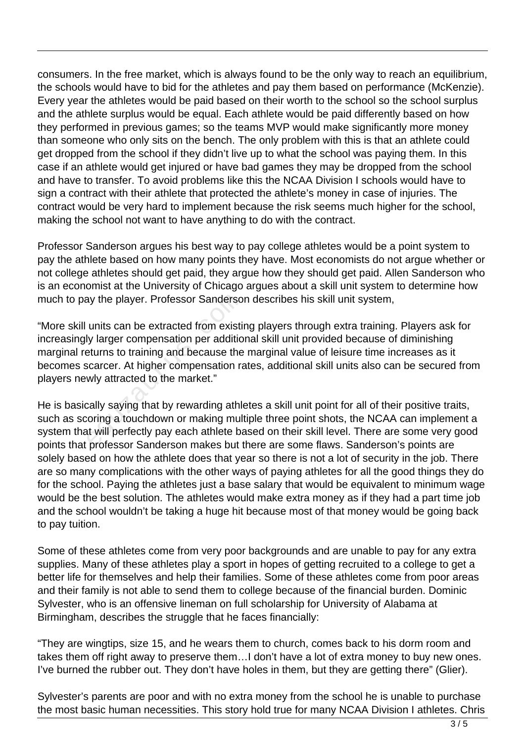consumers. In the free market, which is always found to be the only way to reach an equilibrium, the schools would have to bid for the athletes and pay them based on performance (McKenzie). Every year the athletes would be paid based on their worth to the school so the school surplus and the athlete surplus would be equal. Each athlete would be paid differently based on how they performed in previous games; so the teams MVP would make significantly more money than someone who only sits on the bench. The only problem with this is that an athlete could get dropped from the school if they didn't live up to what the school was paying them. In this case if an athlete would get injured or have bad games they may be dropped from the school and have to transfer. To avoid problems like this the NCAA Division I schools would have to sign a contract with their athlete that protected the athlete's money in case of injuries. The contract would be very hard to implement because the risk seems much higher for the school, making the school not want to have anything to do with the contract.

Professor Sanderson argues his best way to pay college athletes would be a point system to pay the athlete based on how many points they have. Most economists do not argue whether or not college athletes should get paid, they argue how they should get paid. Allen Sanderson who is an economist at the University of Chicago argues about a skill unit system to determine how much to pay the player. Professor Sanderson describes his skill unit system,

"More skill units can be extracted from existing players through extra training. Players ask for increasingly larger compensation per additional skill unit provided because of diminishing marginal returns to training and because the marginal value of leisure time increases as it becomes scarcer. At higher compensation rates, additional skill units also can be secured from players newly attracted to the market."

He is basically saying that by rewarding athletes a skill unit point for all of their positive traits, such as scoring a touchdown or making multiple three point shots, the NCAA can implement a system that will perfectly pay each athlete based on their skill level. There are some very good points that professor Sanderson makes but there are some flaws. Sanderson's points are solely based on how the athlete does that year so there is not a lot of security in the job. There are so many complications with the other ways of paying athletes for all the good things they do for the school. Paying the athletes just a base salary that would be equivalent to minimum wage would be the best solution. The athletes would make extra money as if they had a part time job and the school wouldn't be taking a huge hit because most of that money would be going back to pay tuition.

Some of these athletes come from very poor backgrounds and are unable to pay for any extra supplies. Many of these athletes play a sport in hopes of getting recruited to a college to get a better life for themselves and help their families. Some of these athletes come from poor areas and their family is not able to send them to college because of the financial burden. Dominic Sylvester, who is an offensive lineman on full scholarship for University of Alabama at Birmingham, describes the struggle that he faces financially:

"They are wingtips, size 15, and he wears them to church, comes back to his dorm room and takes them off right away to preserve them…I don't have a lot of extra money to buy new ones. I've burned the rubber out. They don't have holes in them, but they are getting there" (Glier).

Sylvester's parents are poor and with no extra money from the school he is unable to purchase the most basic human necessities. This story hold true for many NCAA Division I athletes. Chris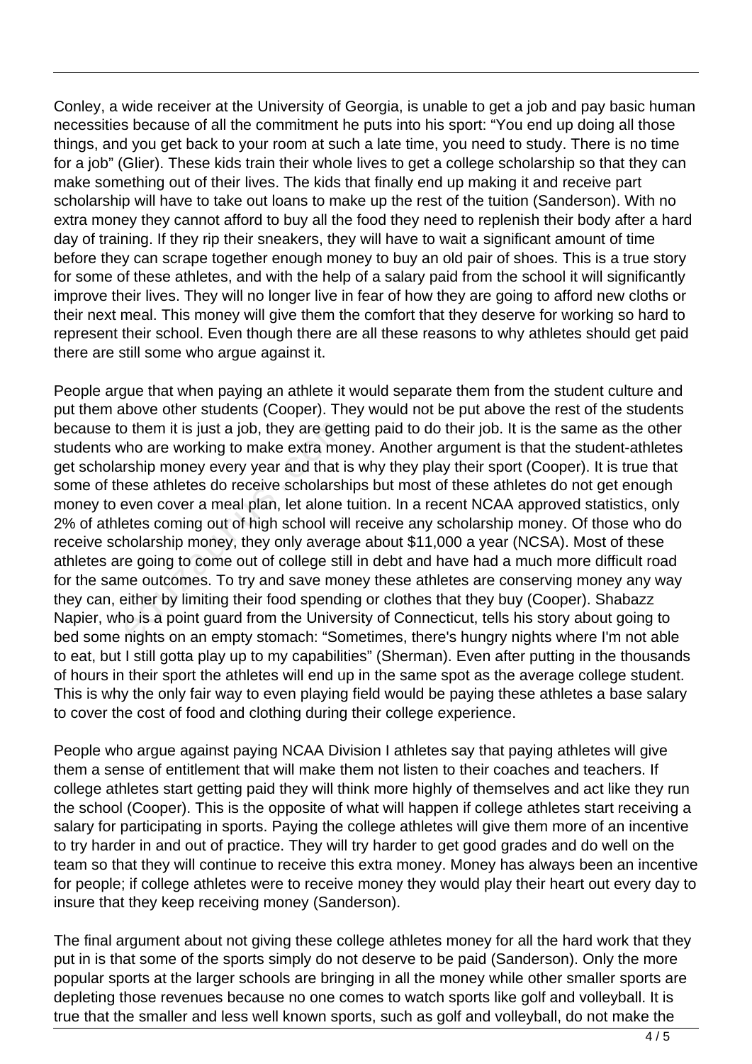Conley, a wide receiver at the University of Georgia, is unable to get a job and pay basic human necessities because of all the commitment he puts into his sport: "You end up doing all those things, and you get back to your room at such a late time, you need to study. There is no time for a job" (Glier). These kids train their whole lives to get a college scholarship so that they can make something out of their lives. The kids that finally end up making it and receive part scholarship will have to take out loans to make up the rest of the tuition (Sanderson). With no extra money they cannot afford to buy all the food they need to replenish their body after a hard day of training. If they rip their sneakers, they will have to wait a significant amount of time before they can scrape together enough money to buy an old pair of shoes. This is a true story for some of these athletes, and with the help of a salary paid from the school it will significantly improve their lives. They will no longer live in fear of how they are going to afford new cloths or their next meal. This money will give them the comfort that they deserve for working so hard to represent their school. Even though there are all these reasons to why athletes should get paid there are still some who argue against it.

People argue that when paying an athlete it would separate them from the student culture and put them above other students (Cooper). They would not be put above the rest of the students because to them it is just a job, they are getting paid to do their job. It is the same as the other students who are working to make extra money. Another argument is that the student-athletes get scholarship money every year and that is why they play their sport (Cooper). It is true that some of these athletes do receive scholarships but most of these athletes do not get enough money to even cover a meal plan, let alone tuition. In a recent NCAA approved statistics, only 2% of athletes coming out of high school will receive any scholarship money. Of those who do receive scholarship money, they only average about $11,000 a year (NCSA). Most of these athletes are going to come out of college still in debt and have had a much more difficult road for the same outcomes. To try and save money these athletes are conserving money any way they can, either by limiting their food spending or clothes that they buy (Cooper). Shabazz Napier, who is a point guard from the University of Connecticut, tells his story about going to bed some nights on an empty stomach: "Sometimes, there's hungry nights where I'm not able to eat, but I still gotta play up to my capabilities" (Sherman). Even after putting in the thousands of hours in their sport the athletes will end up in the same spot as the average college student. This is why the only fair way to even playing field would be paying these athletes a base salary to cover the cost of food and clothing during their college experience.

People who argue against paying NCAA Division I athletes say that paying athletes will give them a sense of entitlement that will make them not listen to their coaches and teachers. If college athletes start getting paid they will think more highly of themselves and act like they run the school (Cooper). This is the opposite of what will happen if college athletes start receiving a salary for participating in sports. Paying the college athletes will give them more of an incentive to try harder in and out of practice. They will try harder to get good grades and do well on the team so that they will continue to receive this extra money. Money has always been an incentive for people; if college athletes were to receive money they would play their heart out every day to insure that they keep receiving money (Sanderson).

The final argument about not giving these college athletes money for all the hard work that they put in is that some of the sports simply do not deserve to be paid (Sanderson). Only the more popular sports at the larger schools are bringing in all the money while other smaller sports are depleting those revenues because no one comes to watch sports like golf and volleyball. It is true that the smaller and less well known sports, such as golf and volleyball, do not make the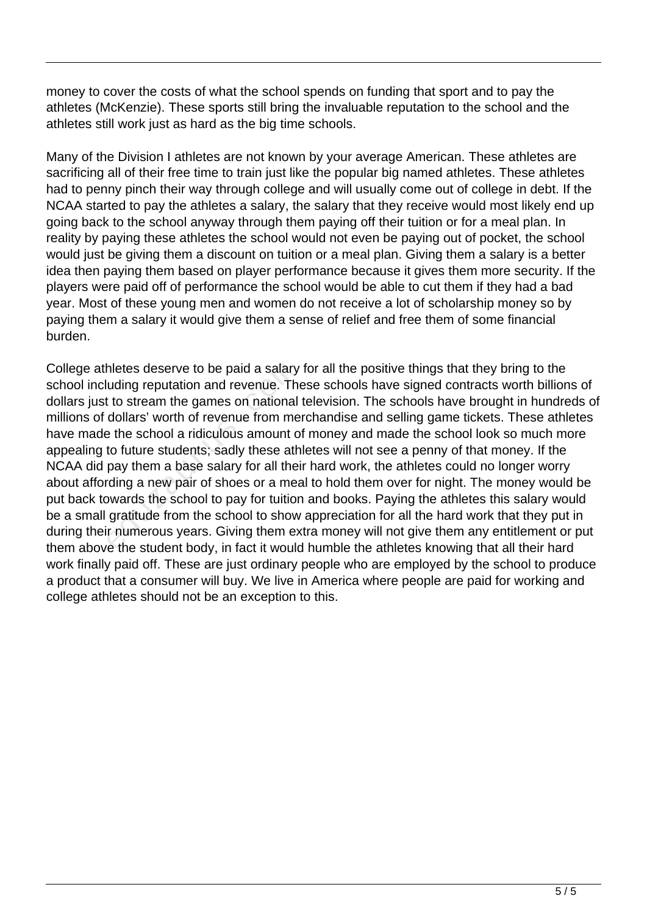money to cover the costs of what the school spends on funding that sport and to pay the athletes (McKenzie). These sports still bring the invaluable reputation to the school and the athletes still work just as hard as the big time schools.

Many of the Division I athletes are not known by your average American. These athletes are sacrificing all of their free time to train just like the popular big named athletes. These athletes had to penny pinch their way through college and will usually come out of college in debt. If the NCAA started to pay the athletes a salary, the salary that they receive would most likely end up going back to the school anyway through them paying off their tuition or for a meal plan. In reality by paying these athletes the school would not even be paying out of pocket, the school would just be giving them a discount on tuition or a meal plan. Giving them a salary is a better idea then paying them based on player performance because it gives them more security. If the players were paid off of performance the school would be able to cut them if they had a bad year. Most of these young men and women do not receive a lot of scholarship money so by paying them a salary it would give them a sense of relief and free them of some financial burden.

College athletes deserve to be paid a salary for all the positive things that they bring to the school including reputation and revenue. These schools have signed contracts worth billions of dollars just to stream the games on national television. The schools have brought in hundreds of millions of dollars' worth of revenue from merchandise and selling game tickets. These athletes have made the school a ridiculous amount of money and made the school look so much more appealing to future students; sadly these athletes will not see a penny of that money. If the NCAA did pay them a base salary for all their hard work, the athletes could no longer worry about affording a new pair of shoes or a meal to hold them over for night. The money would be put back towards the school to pay for tuition and books. Paying the athletes this salary would be a small gratitude from the school to show appreciation for all the hard work that they put in during their numerous years. Giving them extra money will not give them any entitlement or put them above the student body, in fact it would humble the athletes knowing that all their hard work finally paid off. These are just ordinary people who are employed by the school to produce a product that a consumer will buy. We live in America where people are paid for working and college athletes should not be an exception to this.